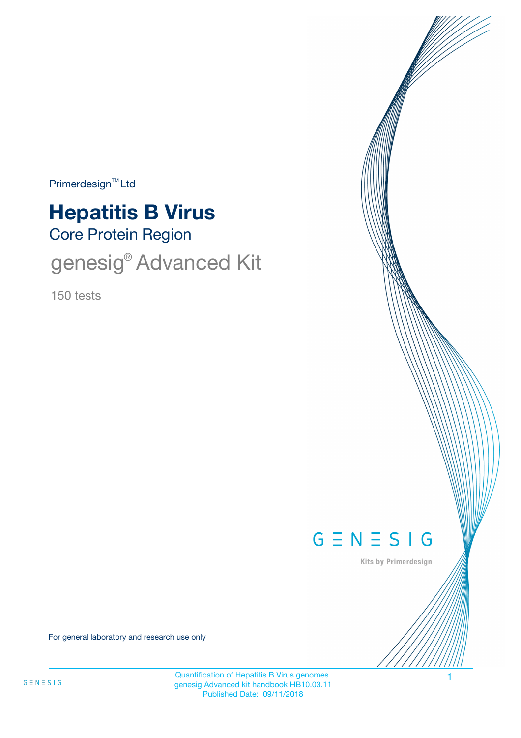Primerdesign™ Ltd

# Hepatitis B Virus

## Core Protein Region

genesig® Advanced Kit

150 tests

GENESIG

Kits by Primerdesign

For general laboratory and research use only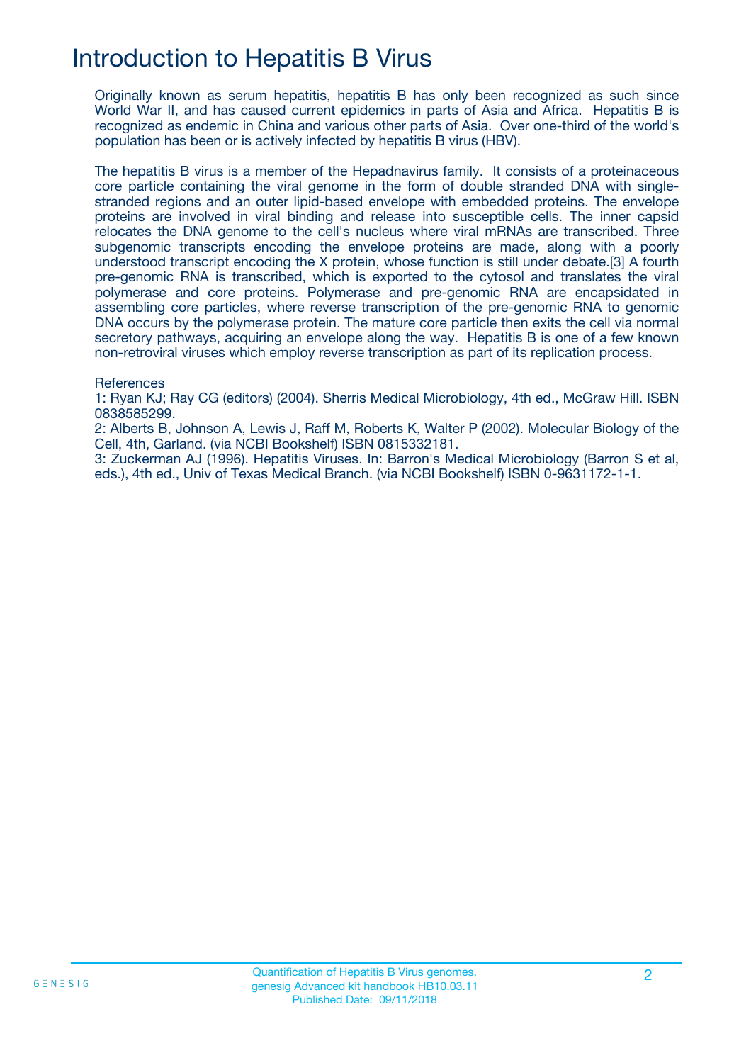# Introduction to Hepatitis B Virus

Originally known as serum hepatitis, hepatitis B has only been recognized as such since World War II, and has caused current epidemics in parts of Asia and Africa. Hepatitis B is recognized as endemic in China and various other parts of Asia. Over one-third of the world's population has been or is actively infected by hepatitis B virus (HBV).

The hepatitis B virus is a member of the Hepadnavirus family. It consists of a proteinaceous core particle containing the viral genome in the form of double stranded DNA with single-stranded regions and an outer lipid-based envelope with embedded proteins. The envelope proteins are involved in viral binding and release into susceptible cells. The inner capsid relocates the DNA genome to the cell's nucleus where viral mRNAs are transcribed. Three subgenomic transcripts encoding the envelope proteins are made, along with a poorly understood transcript encoding the X protein, whose function is still under debate.[3] A fourth pre-genomic RNA is transcribed, which is exported to the cytosol and translates the viral polymerase and core proteins. Polymerase and pre-genomic RNA are encapsidated in assembling core particles, where reverse transcription of the pre-genomic RNA to genomic DNA occurs by the polymerase protein. The mature core particle then exits the cell via normal secretory pathways, acquiring an envelope along the way. Hepatitis B is one of a few known non-retroviral viruses which employ reverse transcription as part of its replication process.

References

1: Ryan KJ; Ray CG (editors) (2004). Sherris Medical Microbiology, 4th ed., McGraw Hill. ISBN 0838585299.

2: Alberts B, Johnson A, Lewis J, Raff M, Roberts K, Walter P (2002). Molecular Biology of the Cell, 4th, Garland. (via NCBI Bookshelf) ISBN 0815332181.

3: Zuckerman AJ (1996). Hepatitis Viruses. In: Barron's Medical Microbiology (Barron S et al, eds.), 4th ed., Univ of Texas Medical Branch. (via NCBI Bookshelf) ISBN 0-9631172-1-1.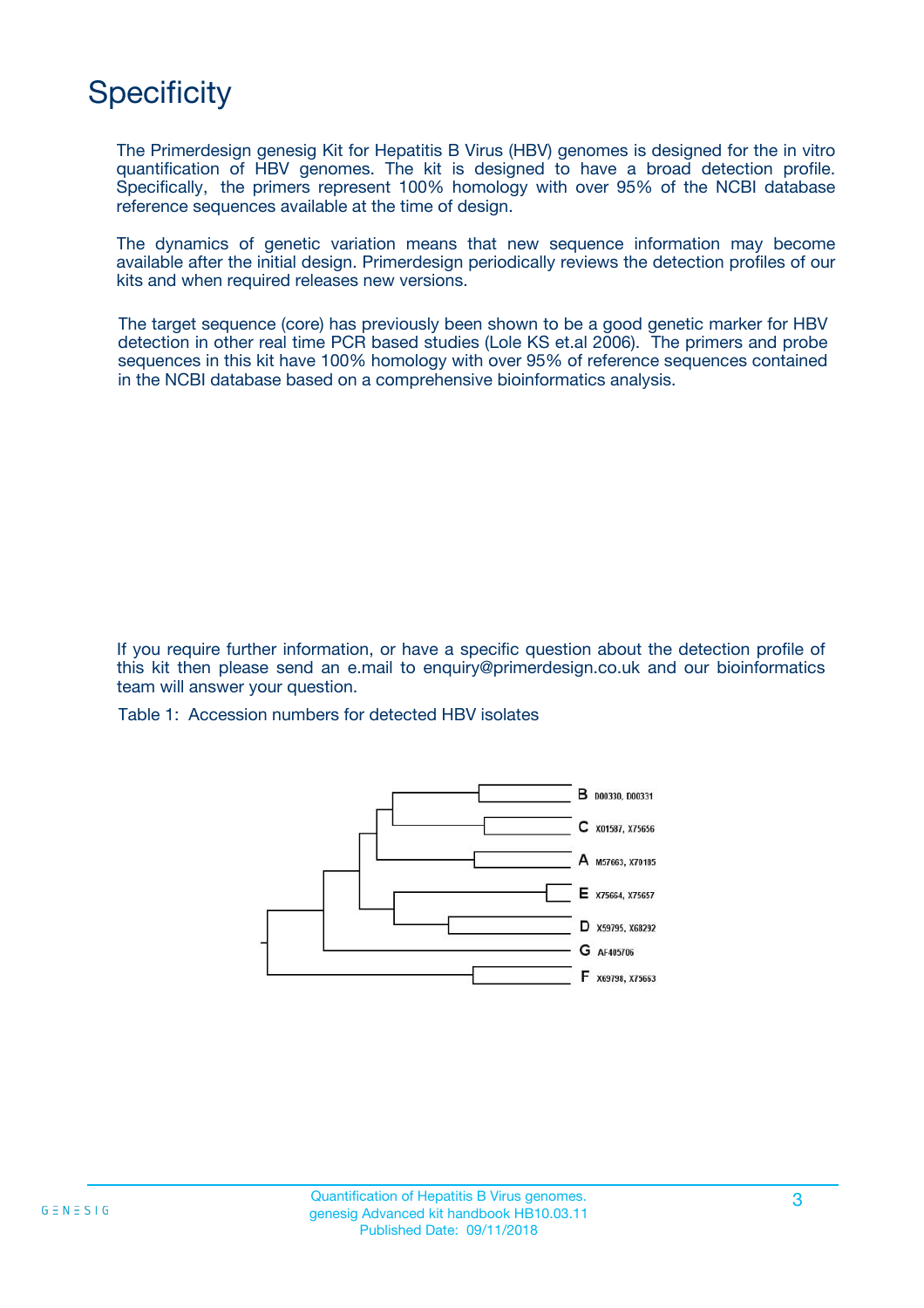# Specificity

The Primerdesign genesig Kit for Hepatitis B Virus (HBV) genomes is designed for the in vitro quantification of HBV genomes. The kit is designed to have a broad detection profile. Specifically, the primers represent 100% homology with over 95% of the NCBI database reference sequences available at the time of design.

The dynamics of genetic variation means that new sequence information may become available after the initial design. Primerdesign periodically reviews the detection profiles of our kits and when required releases new versions.

The target sequence (core) has previously been shown to be a good genetic marker for HBV detection in other real time PCR based studies (Lole KS et.al 2006). The primers and probe sequences in this kit have 100% homology with over 95% of reference sequences contained in the NCBI database based on a comprehensive bioinformatics analysis.

If you require further information, or have a specific question about the detection profile of this kit then please send an e.mail to enquiry@primerdesign.co.uk and our bioinformatics team will answer your question.

Table 1: Accession numbers for detected HBV isolates

| Genotype | Accession numbers |
| --- | --- |
| B | D00330, D00331 |
| C | X01587, X75656 |
| A | M57663, X70185 |
| E | X75664, X75657 |
| D | X59795, X68292 |
| G | AF405706 |
| F | X69798, X75663 |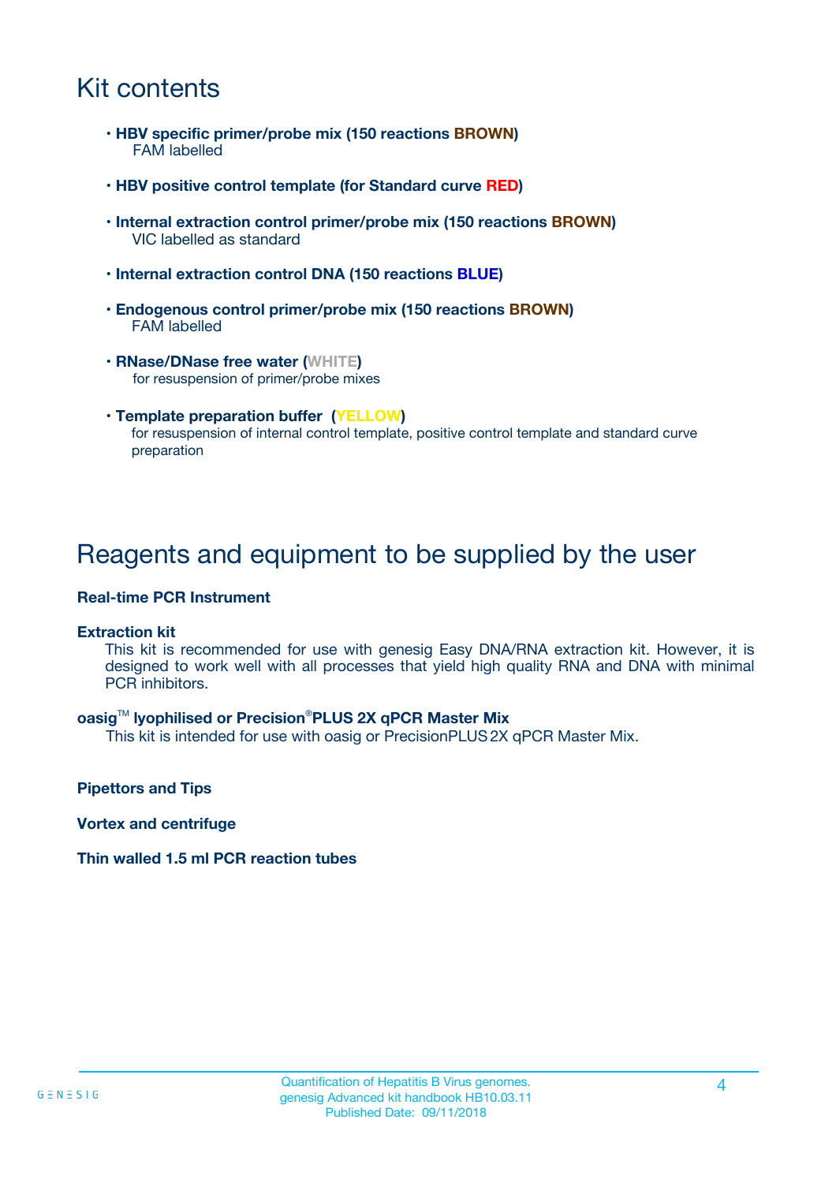# Kit contents

- **HBV specific primer/probe mix (150 reactions BROWN)**
  FAM labelled

- **HBV positive control template (for Standard curve RED)**

- **Internal extraction control primer/probe mix (150 reactions BROWN)**
  VIC labelled as standard

- **Internal extraction control DNA (150 reactions BLUE)**

- **Endogenous control primer/probe mix (150 reactions BROWN)**
  FAM labelled

- **RNase/DNase free water (WHITE)**
  for resuspension of primer/probe mixes

- **Template preparation buffer (YELLOW)**
  for resuspension of internal control template, positive control template and standard curve preparation

# Reagents and equipment to be supplied by the user

**Real-time PCR Instrument**

**Extraction kit**

This kit is recommended for use with genesig Easy DNA/RNA extraction kit. However, it is designed to work well with all processes that yield high quality RNA and DNA with minimal PCR inhibitors.

**oasig™ lyophilised or Precision®PLUS 2X qPCR Master Mix**

This kit is intended for use with oasig or PrecisionPLUS 2X qPCR Master Mix.

**Pipettors and Tips**

**Vortex and centrifuge**

**Thin walled 1.5 ml PCR reaction tubes**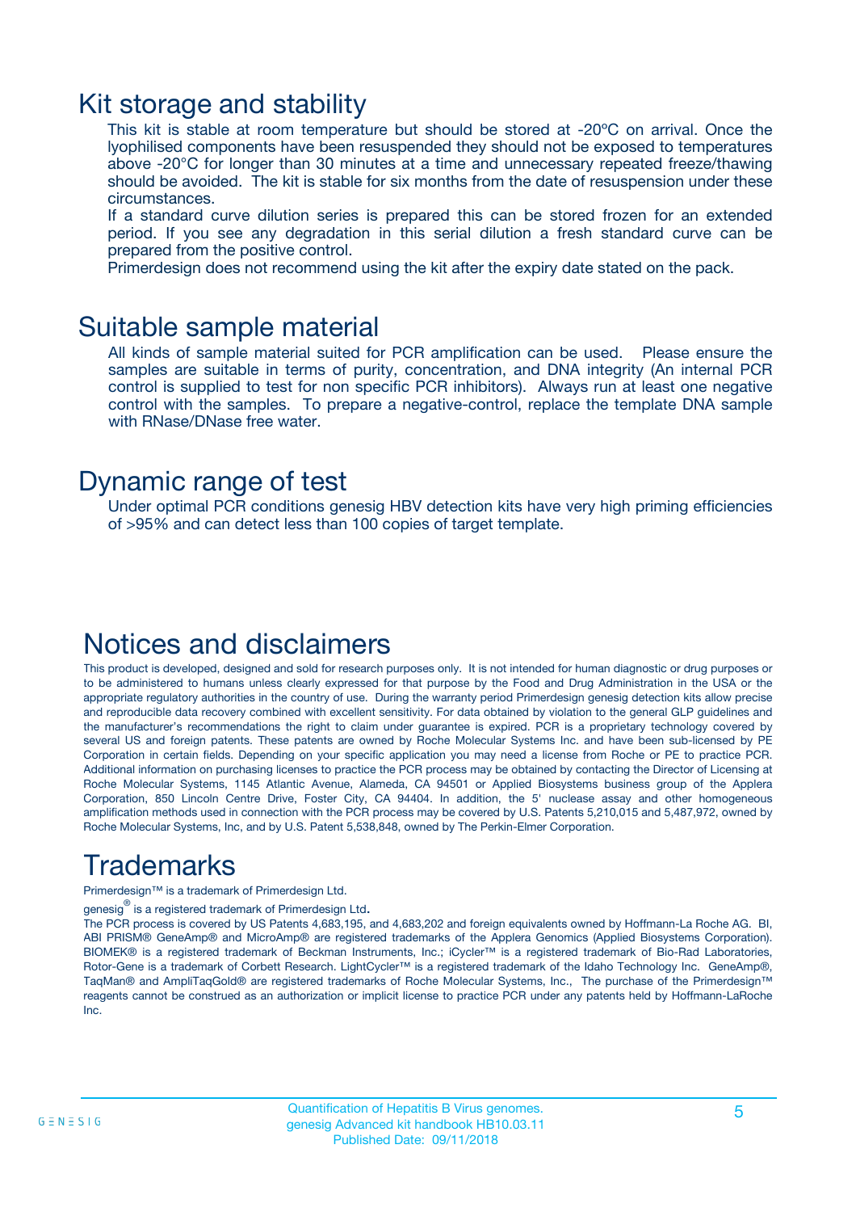# Kit storage and stability

This kit is stable at room temperature but should be stored at -20ºC on arrival. Once the lyophilised components have been resuspended they should not be exposed to temperatures above -20°C for longer than 30 minutes at a time and unnecessary repeated freeze/thawing should be avoided. The kit is stable for six months from the date of resuspension under these circumstances.

If a standard curve dilution series is prepared this can be stored frozen for an extended period. If you see any degradation in this serial dilution a fresh standard curve can be prepared from the positive control.

Primerdesign does not recommend using the kit after the expiry date stated on the pack.

# Suitable sample material

All kinds of sample material suited for PCR amplification can be used. Please ensure the samples are suitable in terms of purity, concentration, and DNA integrity (An internal PCR control is supplied to test for non specific PCR inhibitors). Always run at least one negative control with the samples. To prepare a negative-control, replace the template DNA sample with RNase/DNase free water.

# Dynamic range of test

Under optimal PCR conditions genesig HBV detection kits have very high priming efficiencies of >95% and can detect less than 100 copies of target template.

# Notices and disclaimers

This product is developed, designed and sold for research purposes only. It is not intended for human diagnostic or drug purposes or to be administered to humans unless clearly expressed for that purpose by the Food and Drug Administration in the USA or the appropriate regulatory authorities in the country of use. During the warranty period Primerdesign genesig detection kits allow precise and reproducible data recovery combined with excellent sensitivity. For data obtained by violation to the general GLP guidelines and the manufacturer's recommendations the right to claim under guarantee is expired. PCR is a proprietary technology covered by several US and foreign patents. These patents are owned by Roche Molecular Systems Inc. and have been sub-licensed by PE Corporation in certain fields. Depending on your specific application you may need a license from Roche or PE to practice PCR. Additional information on purchasing licenses to practice the PCR process may be obtained by contacting the Director of Licensing at Roche Molecular Systems, 1145 Atlantic Avenue, Alameda, CA 94501 or Applied Biosystems business group of the Applera Corporation, 850 Lincoln Centre Drive, Foster City, CA 94404. In addition, the 5' nuclease assay and other homogeneous amplification methods used in connection with the PCR process may be covered by U.S. Patents 5,210,015 and 5,487,972, owned by Roche Molecular Systems, Inc, and by U.S. Patent 5,538,848, owned by The Perkin-Elmer Corporation.

# Trademarks

Primerdesign™ is a trademark of Primerdesign Ltd.

genesig® is a registered trademark of Primerdesign Ltd.

The PCR process is covered by US Patents 4,683,195, and 4,683,202 and foreign equivalents owned by Hoffmann-La Roche AG. BI, ABI PRISM® GeneAmp® and MicroAmp® are registered trademarks of the Applera Genomics (Applied Biosystems Corporation). BIOMEK® is a registered trademark of Beckman Instruments, Inc.; iCycler™ is a registered trademark of Bio-Rad Laboratories, Rotor-Gene is a trademark of Corbett Research. LightCycler™ is a registered trademark of the Idaho Technology Inc. GeneAmp®, TaqMan® and AmpliTaqGold® are registered trademarks of Roche Molecular Systems, Inc., The purchase of the Primerdesign™ reagents cannot be construed as an authorization or implicit license to practice PCR under any patents held by Hoffmann-LaRoche Inc.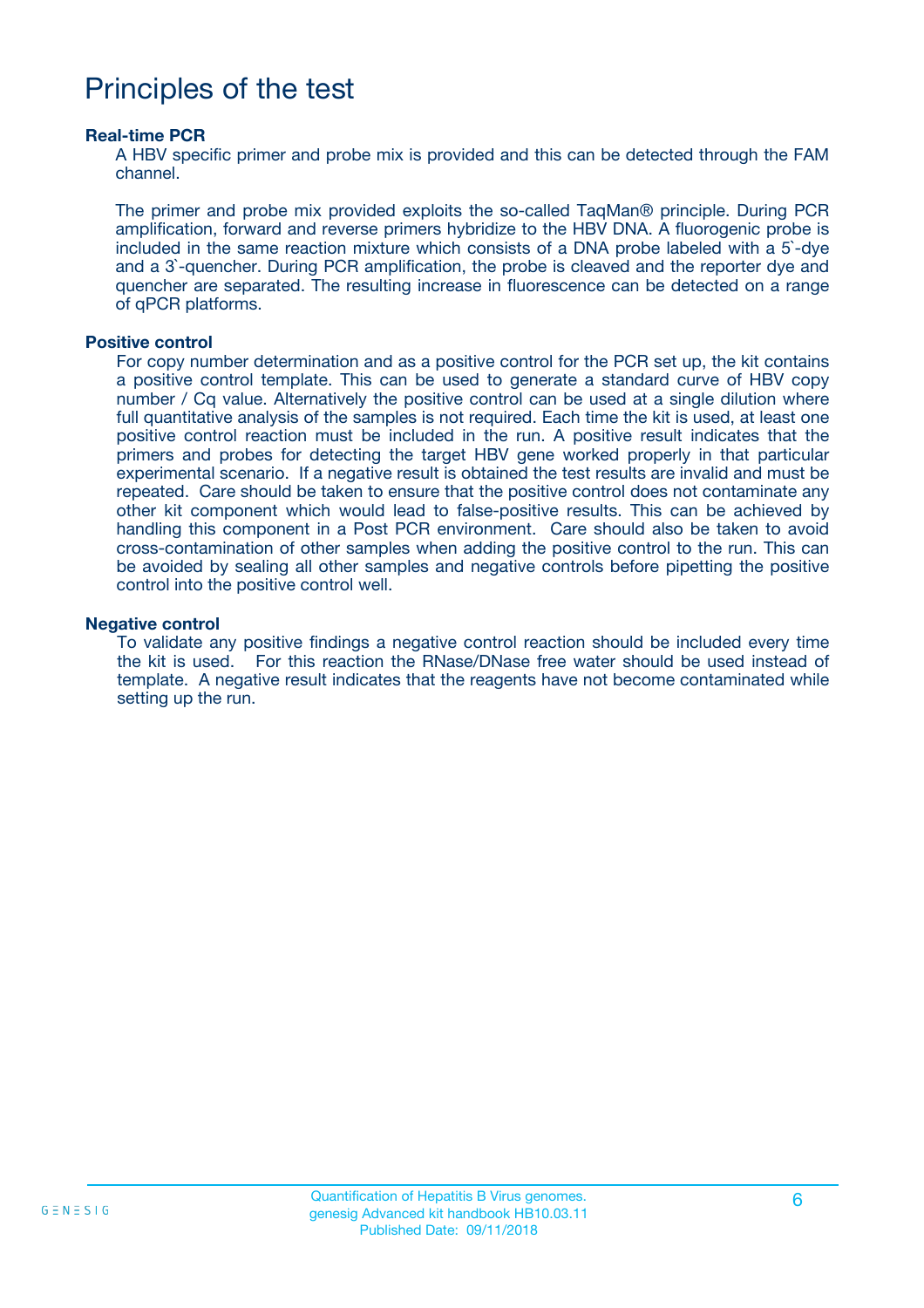# Principles of the test

### Real-time PCR

A HBV specific primer and probe mix is provided and this can be detected through the FAM channel.

The primer and probe mix provided exploits the so-called TaqMan® principle. During PCR amplification, forward and reverse primers hybridize to the HBV DNA. A fluorogenic probe is included in the same reaction mixture which consists of a DNA probe labeled with a 5`-dye and a 3`-quencher. During PCR amplification, the probe is cleaved and the reporter dye and quencher are separated. The resulting increase in fluorescence can be detected on a range of qPCR platforms.

### Positive control

For copy number determination and as a positive control for the PCR set up, the kit contains a positive control template. This can be used to generate a standard curve of HBV copy number / Cq value. Alternatively the positive control can be used at a single dilution where full quantitative analysis of the samples is not required. Each time the kit is used, at least one positive control reaction must be included in the run. A positive result indicates that the primers and probes for detecting the target HBV gene worked properly in that particular experimental scenario. If a negative result is obtained the test results are invalid and must be repeated. Care should be taken to ensure that the positive control does not contaminate any other kit component which would lead to false-positive results. This can be achieved by handling this component in a Post PCR environment. Care should also be taken to avoid cross-contamination of other samples when adding the positive control to the run. This can be avoided by sealing all other samples and negative controls before pipetting the positive control into the positive control well.

### Negative control

To validate any positive findings a negative control reaction should be included every time the kit is used. For this reaction the RNase/DNase free water should be used instead of template. A negative result indicates that the reagents have not become contaminated while setting up the run.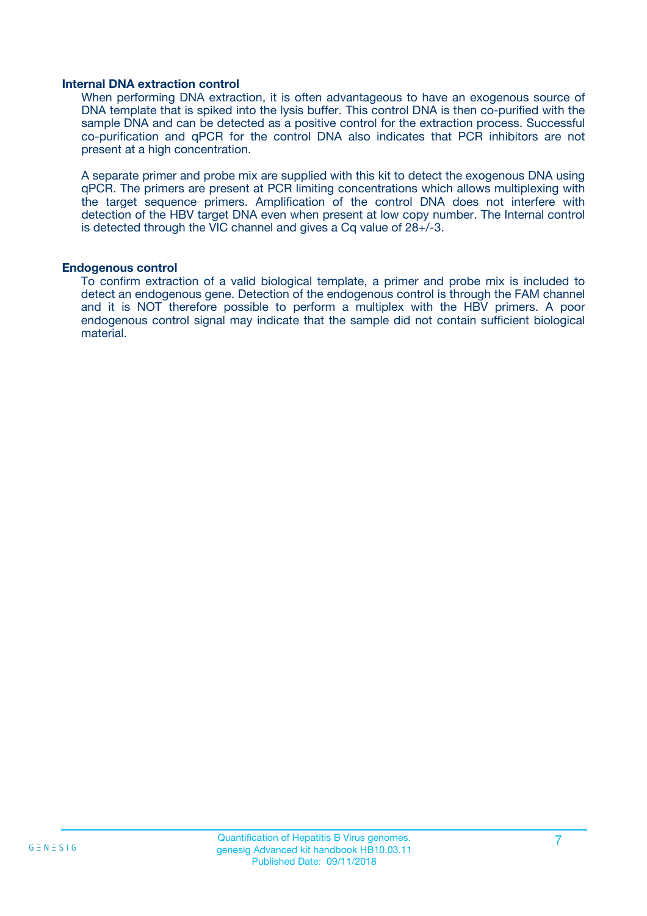### Internal DNA extraction control

When performing DNA extraction, it is often advantageous to have an exogenous source of DNA template that is spiked into the lysis buffer. This control DNA is then co-purified with the sample DNA and can be detected as a positive control for the extraction process. Successful co-purification and qPCR for the control DNA also indicates that PCR inhibitors are not present at a high concentration.

A separate primer and probe mix are supplied with this kit to detect the exogenous DNA using qPCR. The primers are present at PCR limiting concentrations which allows multiplexing with the target sequence primers. Amplification of the control DNA does not interfere with detection of the HBV target DNA even when present at low copy number. The Internal control is detected through the VIC channel and gives a Cq value of 28+/-3.

### Endogenous control

To confirm extraction of a valid biological template, a primer and probe mix is included to detect an endogenous gene. Detection of the endogenous control is through the FAM channel and it is NOT therefore possible to perform a multiplex with the HBV primers. A poor endogenous control signal may indicate that the sample did not contain sufficient biological material.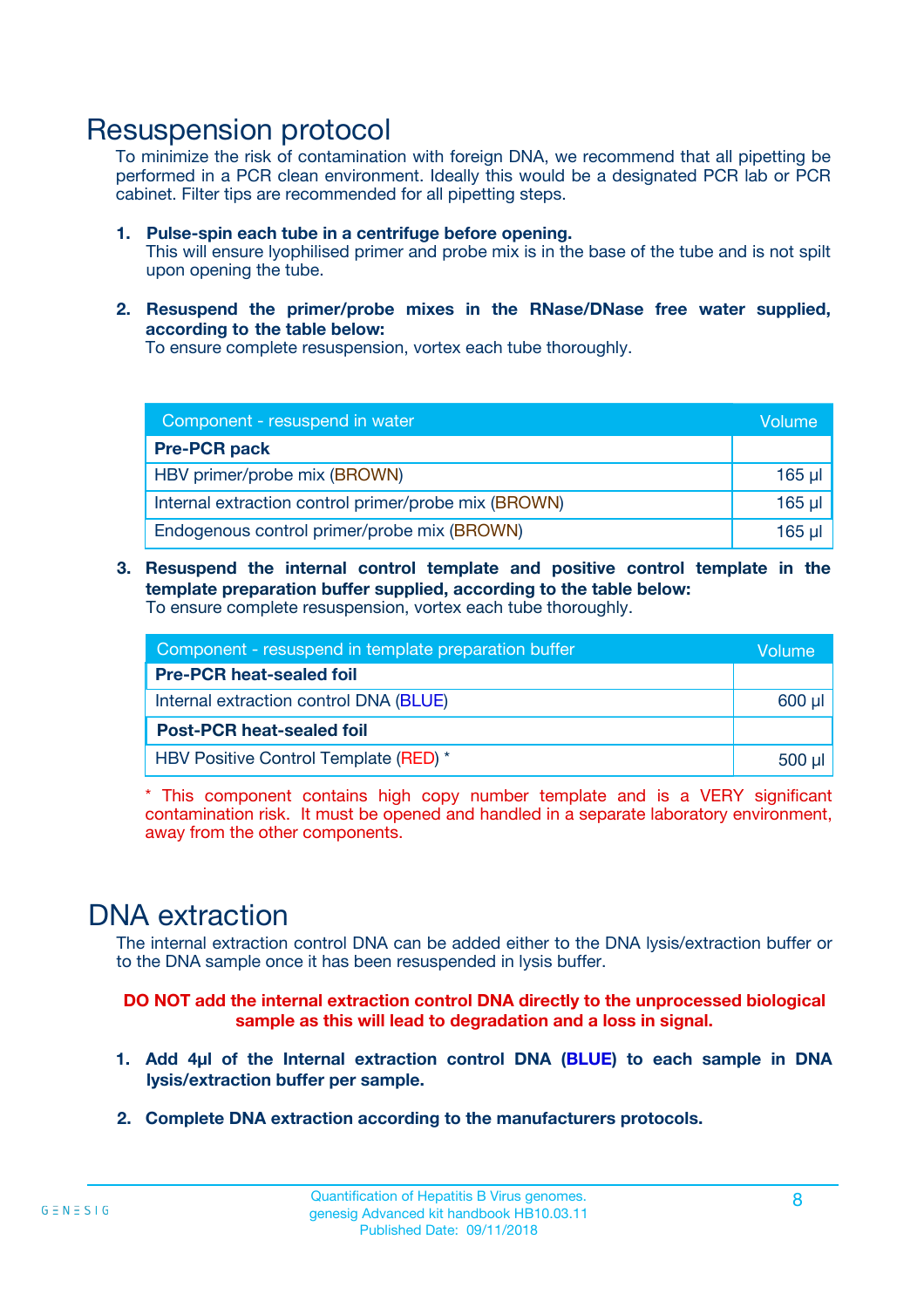# Resuspension protocol

To minimize the risk of contamination with foreign DNA, we recommend that all pipetting be performed in a PCR clean environment. Ideally this would be a designated PCR lab or PCR cabinet. Filter tips are recommended for all pipetting steps.

1. **Pulse-spin each tube in a centrifuge before opening.**
   This will ensure lyophilised primer and probe mix is in the base of the tube and is not spilt upon opening the tube.

2. **Resuspend the primer/probe mixes in the RNase/DNase free water supplied, according to the table below:**
   To ensure complete resuspension, vortex each tube thoroughly.

| Component - resuspend in water | Volume |
|---|---|
| **Pre-PCR pack** | |
| HBV primer/probe mix (BROWN) | 165 µl |
| Internal extraction control primer/probe mix (BROWN) | 165 µl |
| Endogenous control primer/probe mix (BROWN) | 165 µl |

3. **Resuspend the internal control template and positive control template in the template preparation buffer supplied, according to the table below:**
   To ensure complete resuspension, vortex each tube thoroughly.

| Component - resuspend in template preparation buffer | Volume |
|---|---|
| **Pre-PCR heat-sealed foil** | |
| Internal extraction control DNA (BLUE) | 600 µl |
| **Post-PCR heat-sealed foil** | |
| HBV Positive Control Template (RED) * | 500 µl |

* This component contains high copy number template and is a VERY significant contamination risk. It must be opened and handled in a separate laboratory environment, away from the other components.

# DNA extraction

The internal extraction control DNA can be added either to the DNA lysis/extraction buffer or to the DNA sample once it has been resuspended in lysis buffer.

**DO NOT add the internal extraction control DNA directly to the unprocessed biological sample as this will lead to degradation and a loss in signal.**

1. **Add 4µl of the Internal extraction control DNA (BLUE) to each sample in DNA lysis/extraction buffer per sample.**

2. **Complete DNA extraction according to the manufacturers protocols.**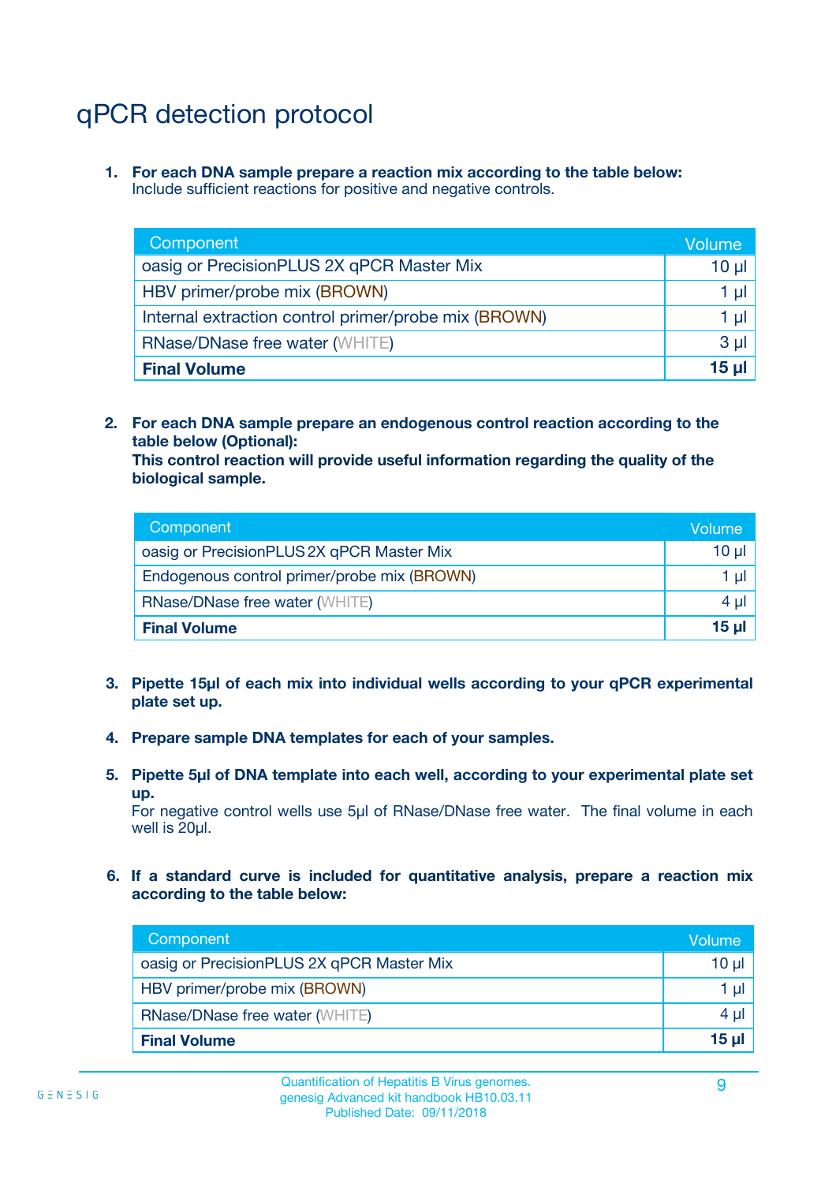# qPCR detection protocol

1. **For each DNA sample prepare a reaction mix according to the table below:**
   Include sufficient reactions for positive and negative controls.

| Component | Volume |
|---|---|
| oasig or PrecisionPLUS 2X qPCR Master Mix | 10 µl |
| HBV primer/probe mix (BROWN) | 1 µl |
| Internal extraction control primer/probe mix (BROWN) | 1 µl |
| RNase/DNase free water (WHITE) | 3 µl |
| **Final Volume** | **15 µl** |

2. **For each DNA sample prepare an endogenous control reaction according to the table below (Optional):**
   **This control reaction will provide useful information regarding the quality of the biological sample.**

| Component | Volume |
|---|---|
| oasig or PrecisionPLUS 2X qPCR Master Mix | 10 µl |
| Endogenous control primer/probe mix (BROWN) | 1 µl |
| RNase/DNase free water (WHITE) | 4 µl |
| **Final Volume** | **15 µl** |

3. **Pipette 15µl of each mix into individual wells according to your qPCR experimental plate set up.**

4. **Prepare sample DNA templates for each of your samples.**

5. **Pipette 5µl of DNA template into each well, according to your experimental plate set up.**
   For negative control wells use 5µl of RNase/DNase free water. The final volume in each well is 20µl.

6. **If a standard curve is included for quantitative analysis, prepare a reaction mix according to the table below:**

| Component | Volume |
|---|---|
| oasig or PrecisionPLUS 2X qPCR Master Mix | 10 µl |
| HBV primer/probe mix (BROWN) | 1 µl |
| RNase/DNase free water (WHITE) | 4 µl |
| **Final Volume** | **15 µl** |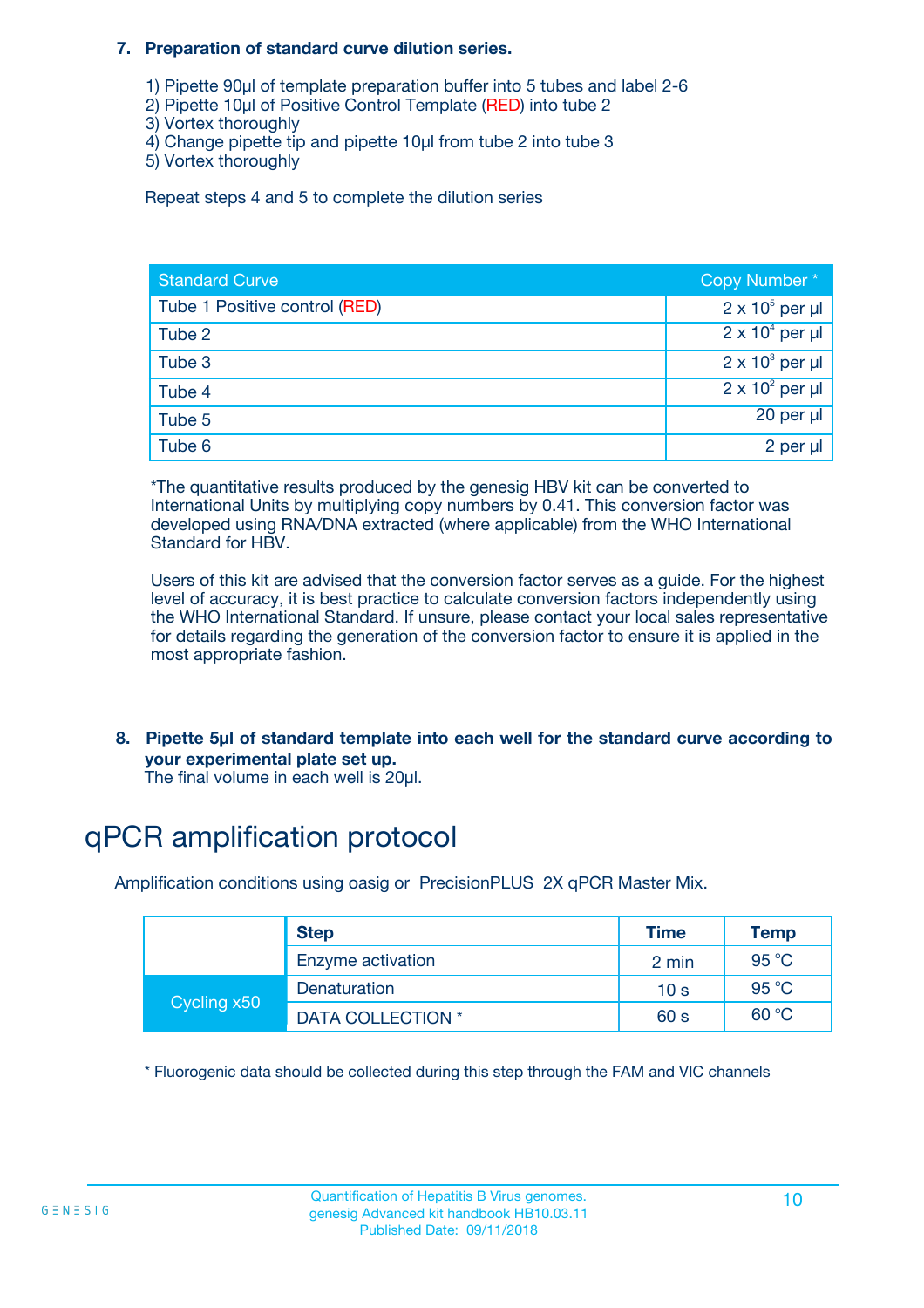7. **Preparation of standard curve dilution series.**

   1) Pipette 90µl of template preparation buffer into 5 tubes and label 2-6
   2) Pipette 10µl of Positive Control Template (RED) into tube 2
   3) Vortex thoroughly
   4) Change pipette tip and pipette 10µl from tube 2 into tube 3
   5) Vortex thoroughly

   Repeat steps 4 and 5 to complete the dilution series

| Standard Curve | Copy Number * |
|---|---|
| Tube 1 Positive control (RED) | $2 \times 10^5$ per µl |
| Tube 2 | $2 \times 10^4$ per µl |
| Tube 3 | $2 \times 10^3$ per µl |
| Tube 4 | $2 \times 10^2$ per µl |
| Tube 5 | 20 per µl |
| Tube 6 | 2 per µl |

*The quantitative results produced by the genesig HBV kit can be converted to International Units by multiplying copy numbers by 0.41. This conversion factor was developed using RNA/DNA extracted (where applicable) from the WHO International Standard for HBV.

Users of this kit are advised that the conversion factor serves as a guide. For the highest level of accuracy, it is best practice to calculate conversion factors independently using the WHO International Standard. If unsure, please contact your local sales representative for details regarding the generation of the conversion factor to ensure it is applied in the most appropriate fashion.

8. **Pipette 5µl of standard template into each well for the standard curve according to your experimental plate set up.**
   The final volume in each well is 20µl.

# qPCR amplification protocol

Amplification conditions using oasig or PrecisionPLUS 2X qPCR Master Mix.

| | Step | Time | Temp |
|---|---|---|---|
| | Enzyme activation | 2 min | 95 °C |
| Cycling x50 | Denaturation | 10 s | 95 °C |
| | DATA COLLECTION * | 60 s | 60 °C |

\* Fluorogenic data should be collected during this step through the FAM and VIC channels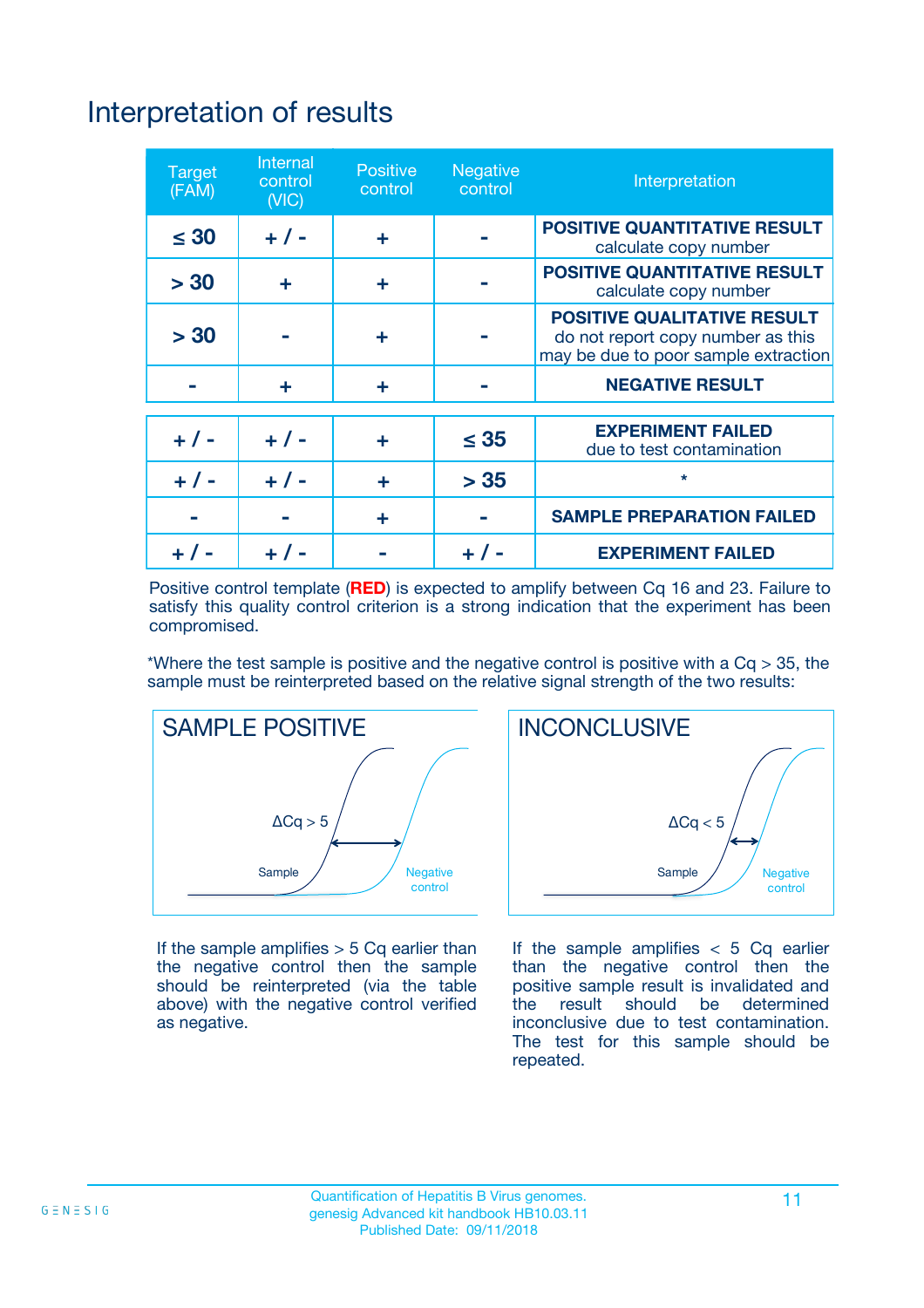# Interpretation of results

| Target (FAM) | Internal control (VIC) | Positive control | Negative control | Interpretation |
|---|---|---|---|---|
| ≤ 30 | + / - | + | - | **POSITIVE QUANTITATIVE RESULT** calculate copy number |
| > 30 | + | + | - | **POSITIVE QUANTITATIVE RESULT** calculate copy number |
| > 30 | - | + | - | **POSITIVE QUALITATIVE RESULT** do not report copy number as this may be due to poor sample extraction |
| - | + | + | - | **NEGATIVE RESULT** |
| + / - | + / - | + | ≤ 35 | **EXPERIMENT FAILED** due to test contamination |
| + / - | + / - | + | > 35 | * |
| - | - | + | - | **SAMPLE PREPARATION FAILED** |
| + / - | + / - | - | + / - | **EXPERIMENT FAILED** |

Positive control template (**RED**) is expected to amplify between Cq 16 and 23. Failure to satisfy this quality control criterion is a strong indication that the experiment has been compromised.

*Where the test sample is positive and the negative control is positive with a Cq > 35, the sample must be reinterpreted based on the relative signal strength of the two results:

**SAMPLE POSITIVE**

ΔCq > 5

Sample — Negative control

If the sample amplifies > 5 Cq earlier than the negative control then the sample should be reinterpreted (via the table above) with the negative control verified as negative.

**INCONCLUSIVE**

ΔCq < 5

Sample — Negative control

If the sample amplifies < 5 Cq earlier than the negative control then the positive sample result is invalidated and the result should be determined inconclusive due to test contamination. The test for this sample should be repeated.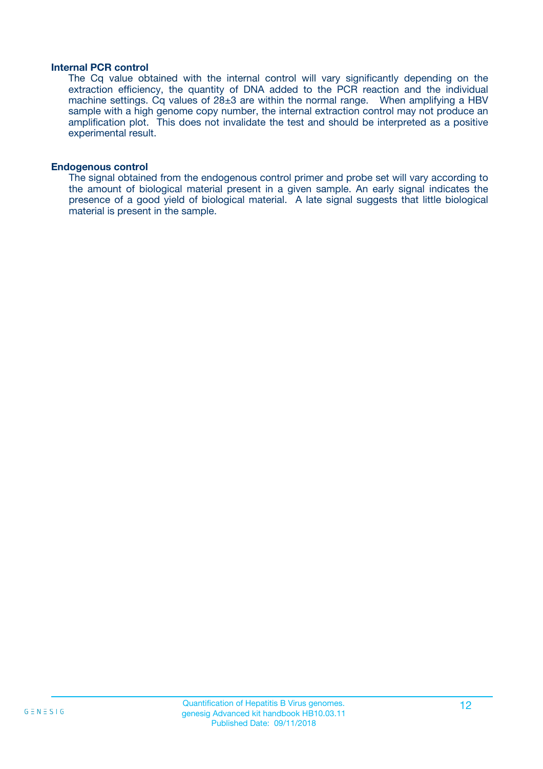### Internal PCR control

The Cq value obtained with the internal control will vary significantly depending on the extraction efficiency, the quantity of DNA added to the PCR reaction and the individual machine settings. Cq values of 28±3 are within the normal range. When amplifying a HBV sample with a high genome copy number, the internal extraction control may not produce an amplification plot. This does not invalidate the test and should be interpreted as a positive experimental result.

### Endogenous control

The signal obtained from the endogenous control primer and probe set will vary according to the amount of biological material present in a given sample. An early signal indicates the presence of a good yield of biological material. A late signal suggests that little biological material is present in the sample.